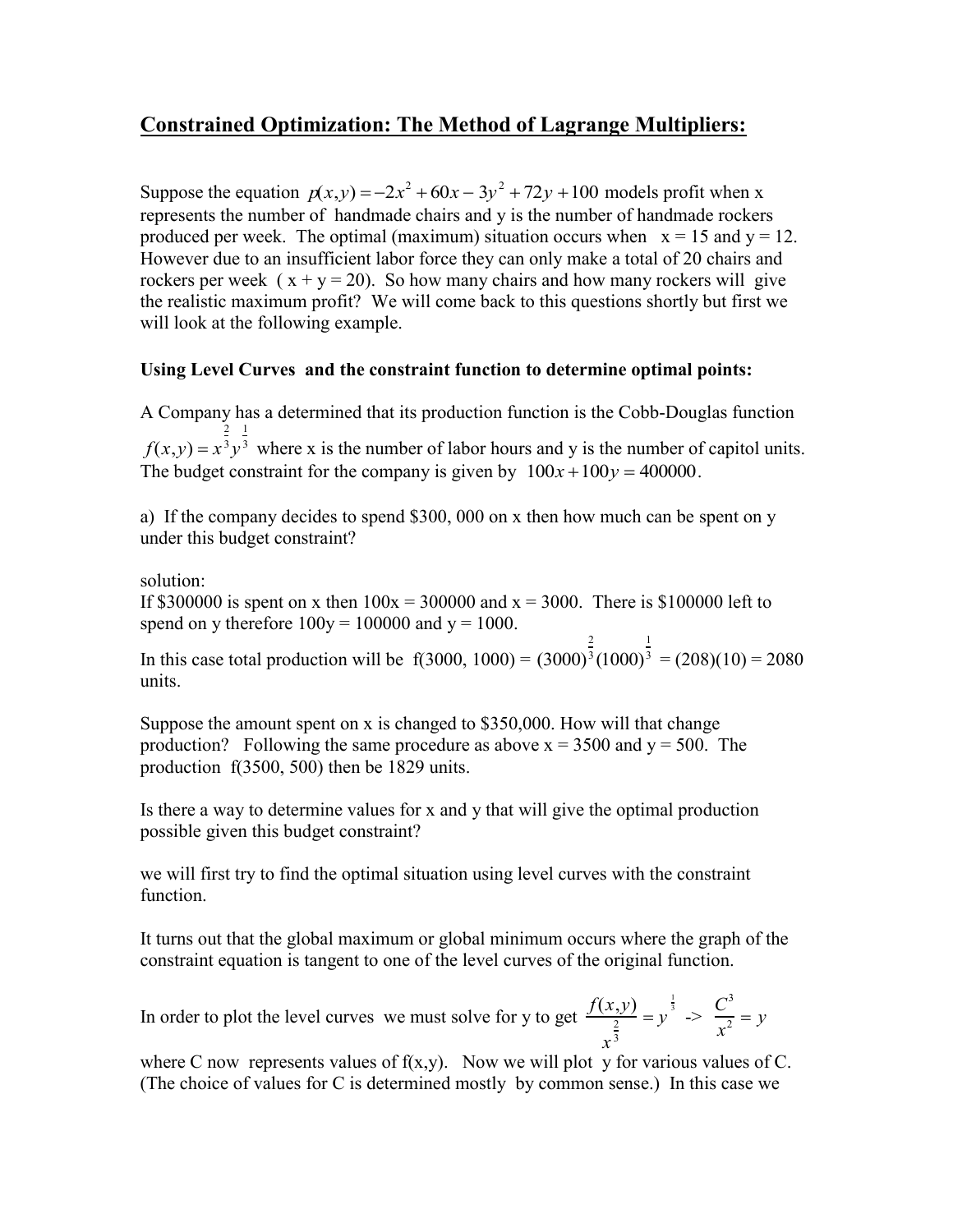# Constrained Optimization: The Method of Lagrange Multipliers:

Suppose the equation $p(x,y) = -2x^2 + 60x - 3y^2 + 72y + 100$ models profit when x represents the number of handmade chairs and y is the number of handmade rockers produced per week. The optimal (maximum) situation occurs when x = 15 and y = 12. However due to an insufficient labor force they can only make a total of 20 chairs and rockers per week ( x + y = 20). So how many chairs and how many rockers will give the realistic maximum profit? We will come back to this questions shortly but first we will look at the following example.

**Using Level Curves and the constraint function to determine optimal points:**

A Company has a determined that its production function is the Cobb-Douglas function $f(x,y) = x^{\frac{2}{3}} y^{\frac{1}{3}}$ where x is the number of labor hours and y is the number of capitol units. The budget constraint for the company is given by $100x + 100y = 400000$.

a) If the company decides to spend \$300, 000 on x then how much can be spent on y under this budget constraint?

solution:
If \$300000 is spent on x then 100x = 300000 and x = 3000. There is \$100000 left to spend on y therefore 100y = 100000 and y = 1000.

In this case total production will be f(3000, 1000) = $(3000)^{\frac{2}{3}}(1000)^{\frac{1}{3}}$ = (208)(10) = 2080 units.

Suppose the amount spent on x is changed to \$350,000. How will that change production? Following the same procedure as above x = 3500 and y = 500. The production f(3500, 500) then be 1829 units.

Is there a way to determine values for x and y that will give the optimal production possible given this budget constraint?

we will first try to find the optimal situation using level curves with the constraint function.

It turns out that the global maximum or global minimum occurs where the graph of the constraint equation is tangent to one of the level curves of the original function.

In order to plot the level curves we must solve for y to get $\frac{f(x,y)}{x^{\frac{2}{3}}} = y^{\frac{1}{3}}$ -> $\frac{C^3}{x^2} = y$

where C now represents values of f(x,y). Now we will plot y for various values of C. (The choice of values for C is determined mostly by common sense.) In this case we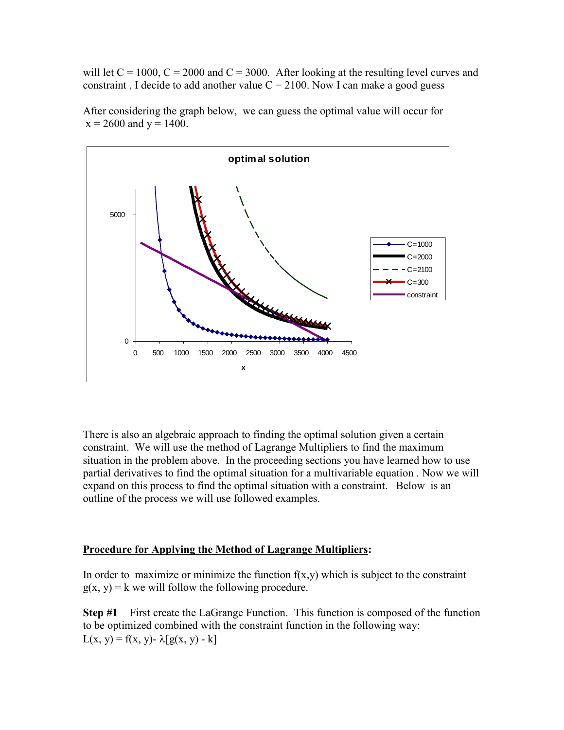will let C = 1000, C = 2000 and C = 3000. After looking at the resulting level curves and constraint , I decide to add another value C = 2100. Now I can make a good guess

After considering the graph below, we can guess the optimal value will occur for $x = 2600$ and $y = 1400$.

There is also an algebraic approach to finding the optimal solution given a certain constraint. We will use the method of Lagrange Multipliers to find the maximum situation in the problem above. In the proceeding sections you have learned how to use partial derivatives to find the optimal situation for a multivariable equation . Now we will expand on this process to find the optimal situation with a constraint. Below is an outline of the process we will use followed examples.

**Procedure for Applying the Method of Lagrange Multipliers:**

In order to maximize or minimize the function $f(x,y)$ which is subject to the constraint $g(x, y) = k$ we will follow the following procedure.

**Step #1** First create the LaGrange Function. This function is composed of the function to be optimized combined with the constraint function in the following way:

$L(x, y) = f(x, y) - \lambda[g(x, y) - k]$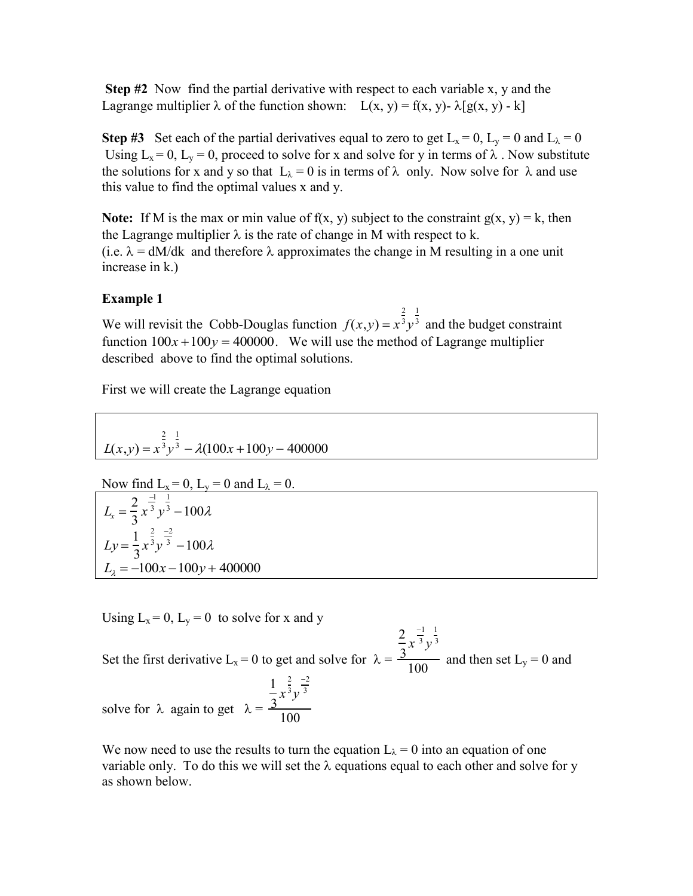**Step #2** Now find the partial derivative with respect to each variable x, y and the Lagrange multiplier $\lambda$ of the function shown: $L(x, y) = f(x, y) - \lambda[g(x, y) - k]$

**Step #3** Set each of the partial derivatives equal to zero to get $L_x = 0$, $L_y = 0$ and $L_\lambda = 0$. Using $L_x = 0$, $L_y = 0$, proceed to solve for x and solve for y in terms of $\lambda$. Now substitute the solutions for x and y so that $L_\lambda = 0$ is in terms of $\lambda$ only. Now solve for $\lambda$ and use this value to find the optimal values x and y.

**Note:** If M is the max or min value of f(x, y) subject to the constraint g(x, y) = k, then the Lagrange multiplier $\lambda$ is the rate of change in M with respect to k. (i.e. $\lambda = dM/dk$ and therefore $\lambda$ approximates the change in M resulting in a one unit increase in k.)

**Example 1**

We will revisit the Cobb-Douglas function $f(x,y) = x^{\frac{2}{3}}y^{\frac{1}{3}}$ and the budget constraint function $100x + 100y = 400000$. We will use the method of Lagrange multiplier described above to find the optimal solutions.

First we will create the Lagrange equation

$$L(x,y) = x^{\frac{2}{3}}y^{\frac{1}{3}} - \lambda(100x + 100y - 400000$$

Now find $L_x = 0$, $L_y = 0$ and $L_\lambda = 0$.

$$L_x = \frac{2}{3}x^{\frac{-1}{3}}y^{\frac{1}{3}} - 100\lambda$$

$$Ly = \frac{1}{3}x^{\frac{2}{3}}y^{\frac{-2}{3}} - 100\lambda$$

$$L_\lambda = -100x - 100y + 400000$$

Using $L_x = 0$, $L_y = 0$ to solve for x and y

Set the first derivative $L_x = 0$ to get and solve for $\lambda = \dfrac{\frac{2}{3}x^{\frac{-1}{3}}y^{\frac{1}{3}}}{100}$ and then set $L_y = 0$ and solve for $\lambda$ again to get $\lambda = \dfrac{\frac{1}{3}x^{\frac{2}{3}}y^{\frac{-2}{3}}}{100}$

We now need to use the results to turn the equation $L_\lambda = 0$ into an equation of one variable only. To do this we will set the $\lambda$ equations equal to each other and solve for y as shown below.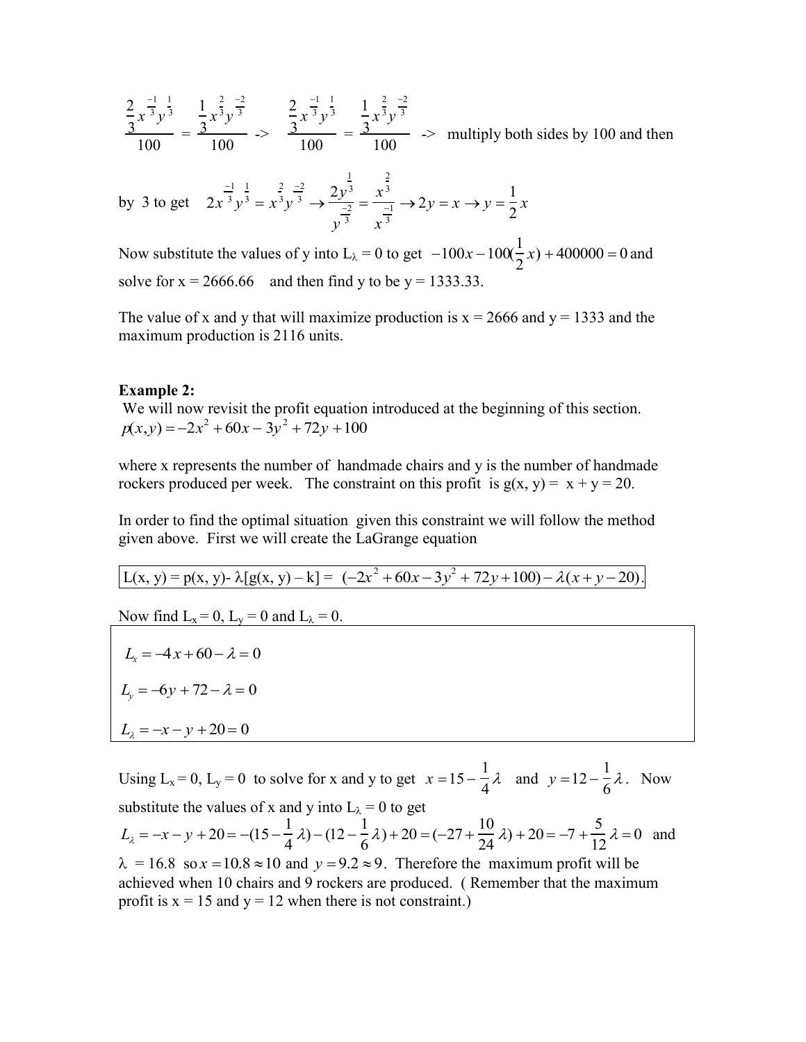$$\frac{\frac{2}{3}x^{\frac{-1}{3}}y^{\frac{1}{3}}}{100} = \frac{\frac{1}{3}x^{\frac{2}{3}}y^{\frac{-2}{3}}}{100} \text{ -> } \frac{\frac{2}{3}x^{\frac{-1}{3}}y^{\frac{1}{3}}}{100} = \frac{\frac{1}{3}x^{\frac{2}{3}}y^{\frac{-2}{3}}}{100}$$ -> multiply both sides by 100 and then

by 3 to get $2x^{\frac{-1}{3}}y^{\frac{1}{3}} = x^{\frac{2}{3}}y^{\frac{-2}{3}} \rightarrow \frac{2y^{\frac{1}{3}}}{y^{\frac{-2}{3}}} = \frac{x^{\frac{2}{3}}}{x^{\frac{-1}{3}}} \rightarrow 2y = x \rightarrow y = \frac{1}{2}x$

Now substitute the values of y into $L_\lambda = 0$ to get $-100x - 100(\frac{1}{2}x) + 400000 = 0$ and solve for x = 2666.66 and then find y to be y = 1333.33.

The value of x and y that will maximize production is x = 2666 and y = 1333 and the maximum production is 2116 units.

**Example 2:**

We will now revisit the profit equation introduced at the beginning of this section.
$p(x,y) = -2x^2 + 60x - 3y^2 + 72y + 100$

where x represents the number of handmade chairs and y is the number of handmade rockers produced per week. The constraint on this profit is g(x, y) = x + y = 20.

In order to find the optimal situation given this constraint we will follow the method given above. First we will create the LaGrange equation

$$L(x, y) = p(x, y) - \lambda[g(x, y) - k] = (-2x^2 + 60x - 3y^2 + 72y + 100) - \lambda(x + y - 20).$$

Now find $L_x = 0$, $L_y = 0$ and $L_\lambda = 0$.

$$L_x = -4x + 60 - \lambda = 0$$

$$L_y = -6y + 72 - \lambda = 0$$

$$L_\lambda = -x - y + 20 = 0$$

Using $L_x = 0$, $L_y = 0$ to solve for x and y to get $x = 15 - \frac{1}{4}\lambda$ and $y = 12 - \frac{1}{6}\lambda$. Now substitute the values of x and y into $L_\lambda = 0$ to get
$L_\lambda = -x - y + 20 = -(15 - \frac{1}{4}\lambda) - (12 - \frac{1}{6}\lambda) + 20 = (-27 + \frac{10}{24}\lambda) + 20 = -7 + \frac{5}{12}\lambda = 0$ and $\lambda$ = 16.8 so $x = 10.8 \approx 10$ and $y = 9.2 \approx 9$. Therefore the maximum profit will be achieved when 10 chairs and 9 rockers are produced. ( Remember that the maximum profit is x = 15 and y = 12 when there is not constraint.)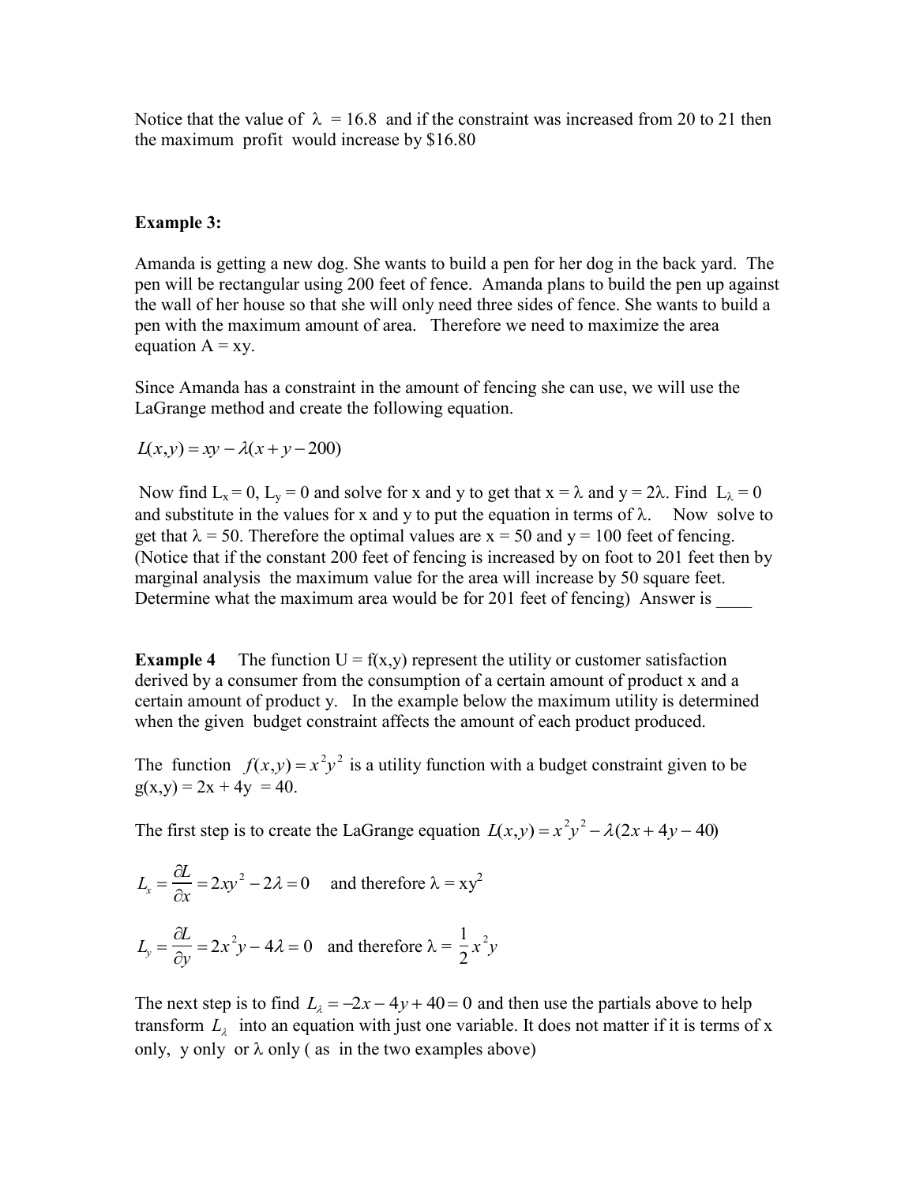Notice that the value of $\lambda$ = 16.8 and if the constraint was increased from 20 to 21 then the maximum profit would increase by \$16.80

**Example 3:**

Amanda is getting a new dog. She wants to build a pen for her dog in the back yard. The pen will be rectangular using 200 feet of fence. Amanda plans to build the pen up against the wall of her house so that she will only need three sides of fence. She wants to build a pen with the maximum amount of area. Therefore we need to maximize the area equation A = xy.

Since Amanda has a constraint in the amount of fencing she can use, we will use the LaGrange method and create the following equation.

$L(x,y) = xy - \lambda(x + y - 200)$

Now find $L_x = 0$, $L_y = 0$ and solve for x and y to get that x = $\lambda$ and y = 2$\lambda$. Find $L_\lambda = 0$ and substitute in the values for x and y to put the equation in terms of $\lambda$. Now solve to get that $\lambda$ = 50. Therefore the optimal values are x = 50 and y = 100 feet of fencing. (Notice that if the constant 200 feet of fencing is increased by on foot to 201 feet then by marginal analysis the maximum value for the area will increase by 50 square feet. Determine what the maximum area would be for 201 feet of fencing) Answer is ____

**Example 4** The function U = f(x,y) represent the utility or customer satisfaction derived by a consumer from the consumption of a certain amount of product x and a certain amount of product y. In the example below the maximum utility is determined when the given budget constraint affects the amount of each product produced.

The function $f(x,y) = x^2y^2$ is a utility function with a budget constraint given to be g(x,y) = 2x + 4y = 40.

The first step is to create the LaGrange equation $L(x,y) = x^2y^2 - \lambda(2x + 4y - 40)$

$L_x = \dfrac{\partial L}{\partial x} = 2xy^2 - 2\lambda = 0$ and therefore $\lambda = xy^2$

$L_y = \dfrac{\partial L}{\partial y} = 2x^2y - 4\lambda = 0$ and therefore $\lambda = \dfrac{1}{2}x^2y$

The next step is to find $L_\lambda = -2x - 4y + 40 = 0$ and then use the partials above to help transform $L_\lambda$ into an equation with just one variable. It does not matter if it is terms of x only, y only or $\lambda$ only ( as in the two examples above)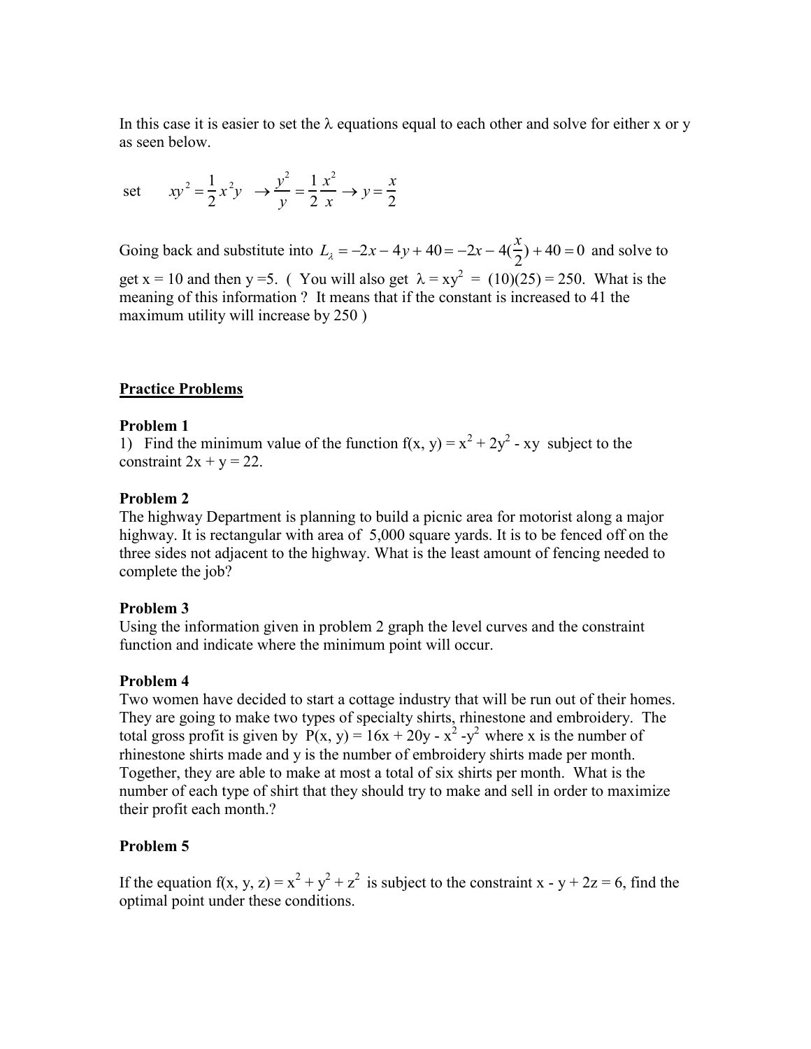In this case it is easier to set the λ equations equal to each other and solve for either x or y as seen below.

set $\quad xy^2 = \frac{1}{2}x^2 y \;\rightarrow \frac{y^2}{y} = \frac{1}{2}\frac{x^2}{x} \rightarrow y = \frac{x}{2}$

Going back and substitute into $L_\lambda = -2x - 4y + 40 = -2x - 4(\frac{x}{2}) + 40 = 0$ and solve to get x = 10 and then y =5. ( You will also get $\lambda = xy^2 = (10)(25) = 250$. What is the meaning of this information ? It means that if the constant is increased to 41 the maximum utility will increase by 250 )

## Practice Problems

### Problem 1

1) Find the minimum value of the function $f(x, y) = x^2 + 2y^2 - xy$ subject to the constraint $2x + y = 22$.

### Problem 2

The highway Department is planning to build a picnic area for motorist along a major highway. It is rectangular with area of 5,000 square yards. It is to be fenced off on the three sides not adjacent to the highway. What is the least amount of fencing needed to complete the job?

### Problem 3

Using the information given in problem 2 graph the level curves and the constraint function and indicate where the minimum point will occur.

### Problem 4

Two women have decided to start a cottage industry that will be run out of their homes. They are going to make two types of specialty shirts, rhinestone and embroidery. The total gross profit is given by $P(x, y) = 16x + 20y - x^2 - y^2$ where x is the number of rhinestone shirts made and y is the number of embroidery shirts made per month. Together, they are able to make at most a total of six shirts per month. What is the number of each type of shirt that they should try to make and sell in order to maximize their profit each month.?

### Problem 5

If the equation $f(x, y, z) = x^2 + y^2 + z^2$ is subject to the constraint $x - y + 2z = 6$, find the optimal point under these conditions.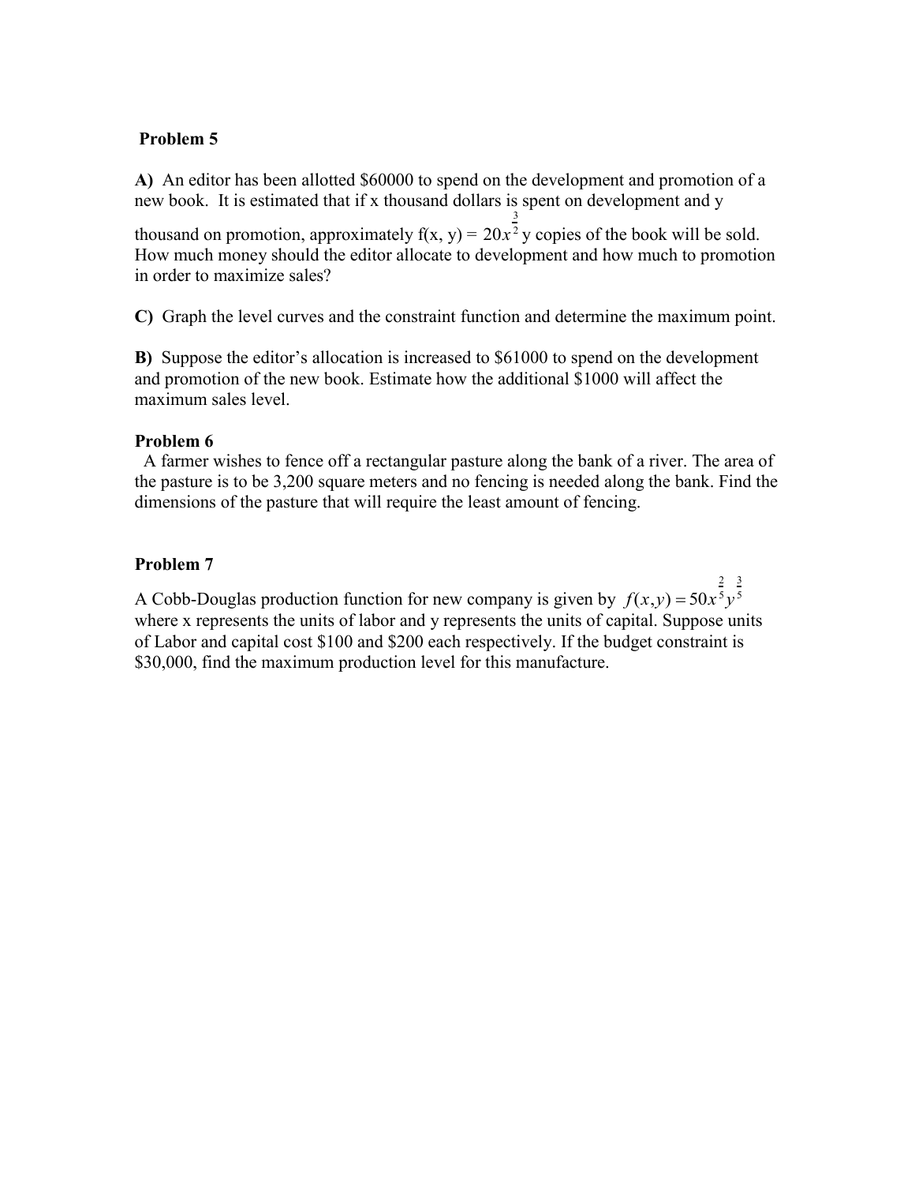**Problem 5**

**A)** An editor has been allotted \$60000 to spend on the development and promotion of a new book. It is estimated that if x thousand dollars is spent on development and y thousand on promotion, approximately f(x, y) = $20x^{\frac{3}{2}}$ y copies of the book will be sold. How much money should the editor allocate to development and how much to promotion in order to maximize sales?

**C)** Graph the level curves and the constraint function and determine the maximum point.

**B)** Suppose the editor's allocation is increased to \$61000 to spend on the development and promotion of the new book. Estimate how the additional \$1000 will affect the maximum sales level.

**Problem 6**

A farmer wishes to fence off a rectangular pasture along the bank of a river. The area of the pasture is to be 3,200 square meters and no fencing is needed along the bank. Find the dimensions of the pasture that will require the least amount of fencing.

**Problem 7**

A Cobb-Douglas production function for new company is given by $f(x,y) = 50x^{\frac{2}{5}}y^{\frac{3}{5}}$ where x represents the units of labor and y represents the units of capital. Suppose units of Labor and capital cost \$100 and \$200 each respectively. If the budget constraint is \$30,000, find the maximum production level for this manufacture.